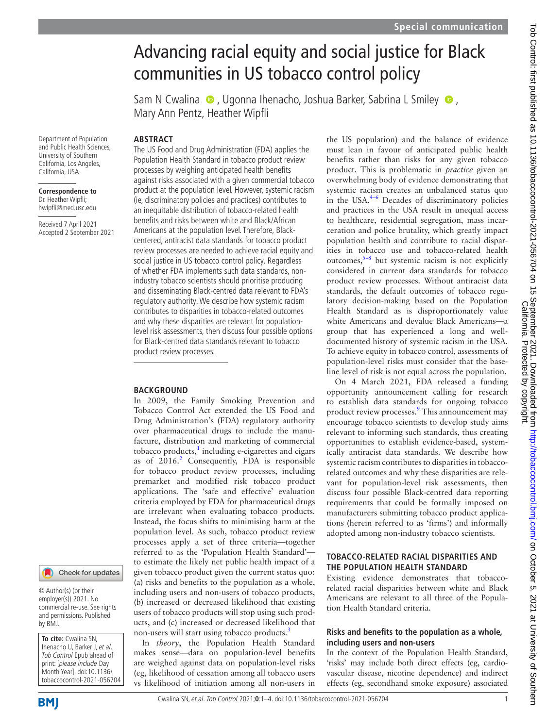Special communication

# Advancing racial equity and social justice for Black communities in US tobacco control policy

Sam N Cwalina, Ugonna Ihenacho, Joshua Barker, Sabrina L Smiley, Mary Ann Pentz, Heather Wipfli

Department of Population and Public Health Sciences, University of Southern California, Los Angeles, California, USA

**Correspondence to** Dr. Heather Wipfli; hwipfli@med.usc.edu

Received 7 April 2021
Accepted 2 September 2021

© Author(s) (or their employer(s)) 2021. No commercial re-use. See rights and permissions. Published by BMJ.

**To cite:** Cwalina SN, Ihenacho U, Barker J, *et al*. *Tob Control* Epub ahead of print: [*please include* Day Month Year]. doi:10.1136/tobaccocontrol-2021-056704

## ABSTRACT

The US Food and Drug Administration (FDA) applies the Population Health Standard in tobacco product review processes by weighing anticipated health benefits against risks associated with a given commercial tobacco product at the population level. However, systemic racism (ie, discriminatory policies and practices) contributes to an inequitable distribution of tobacco-related health benefits and risks between white and Black/African Americans at the population level. Therefore, Black-centered, antiracist data standards for tobacco product review processes are needed to achieve racial equity and social justice in US tobacco control policy. Regardless of whether FDA implements such data standards, non-industry tobacco scientists should prioritise producing and disseminating Black-centred data relevant to FDA's regulatory authority. We describe how systemic racism contributes to disparities in tobacco-related outcomes and why these disparities are relevant for population-level risk assessments, then discuss four possible options for Black-centred data standards relevant to tobacco product review processes.

## BACKGROUND

In 2009, the Family Smoking Prevention and Tobacco Control Act extended the US Food and Drug Administration's (FDA) regulatory authority over pharmaceutical drugs to include the manufacture, distribution and marketing of commercial tobacco products,[1] including e-cigarettes and cigars as of 2016.[2] Consequently, FDA is responsible for tobacco product review processes, including premarket and modified risk tobacco product applications. The 'safe and effective' evaluation criteria employed by FDA for pharmaceutical drugs are irrelevant when evaluating tobacco products. Instead, the focus shifts to minimising harm at the population level. As such, tobacco product review processes apply a set of three criteria—together referred to as the 'Population Health Standard'—to estimate the likely net public health impact of a given tobacco product given the current status quo: (a) risks and benefits to the population as a whole, including users and non-users of tobacco products, (b) increased or decreased likelihood that existing users of tobacco products will stop using such products, and (c) increased or decreased likelihood that non-users will start using tobacco products.[3]

In *theory*, the Population Health Standard makes sense—data on population-level benefits are weighed against data on population-level risks (eg, likelihood of cessation among all tobacco users vs likelihood of initiation among all non-users in the US population) and the balance of evidence must lean in favour of anticipated public health benefits rather than risks for any given tobacco product. This is problematic in *practice* given an overwhelming body of evidence demonstrating that systemic racism creates an unbalanced status quo in the USA.[4–6] Decades of discriminatory policies and practices in the USA result in unequal access to healthcare, residential segregation, mass incarceration and police brutality, which greatly impact population health and contribute to racial disparities in tobacco use and tobacco-related health outcomes,[5–8] but systemic racism is not explicitly considered in current data standards for tobacco product review processes. Without antiracist data standards, the default outcomes of tobacco regulatory decision-making based on the Population Health Standard as is disproportionately value white Americans and devalue Black Americans—a group that has experienced a long and well-documented history of systemic racism in the USA. To achieve equity in tobacco control, assessments of population-level risks must consider that the baseline level of risk is not equal across the population.

On 4 March 2021, FDA released a funding opportunity announcement calling for research to establish data standards for ongoing tobacco product review processes.[9] This announcement may encourage tobacco scientists to develop study aims relevant to informing such standards, thus creating opportunities to establish evidence-based, systemically antiracist data standards. We describe how systemic racism contributes to disparities in tobacco-related outcomes and why these disparities are relevant for population-level risk assessments, then discuss four possible Black-centred data reporting requirements that could be formally imposed on manufacturers submitting tobacco product applications (herein referred to as 'firms') and informally adopted among non-industry tobacco scientists.

## TOBACCO-RELATED RACIAL DISPARITIES AND THE POPULATION HEALTH STANDARD

Existing evidence demonstrates that tobacco-related racial disparities between white and Black Americans are relevant to all three of the Population Health Standard criteria.

### Risks and benefits to the population as a whole, including users and non-users

In the context of the Population Health Standard, 'risks' may include both direct effects (eg, cardiovascular disease, nicotine dependence) and indirect effects (eg, secondhand smoke exposure) associated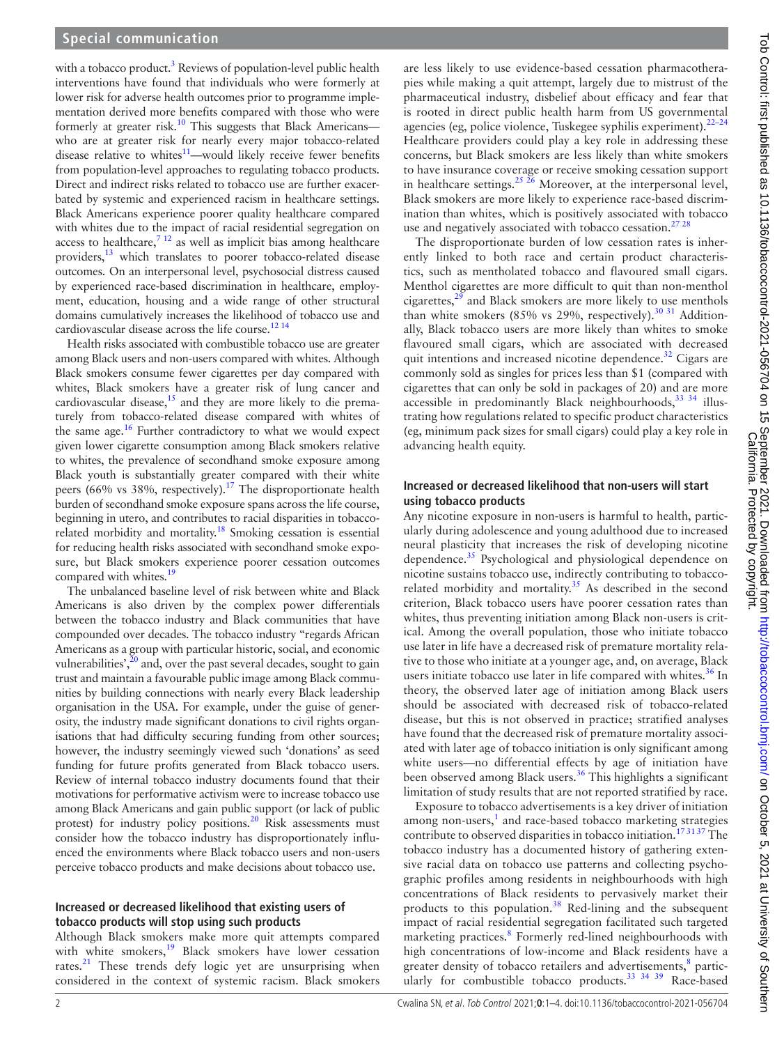with a tobacco product.[3] Reviews of population-level public health interventions have found that individuals who were formerly at lower risk for adverse health outcomes prior to programme implementation derived more benefits compared with those who were formerly at greater risk.[10] This suggests that Black Americans—who are at greater risk for nearly every major tobacco-related disease relative to whites[11]—would likely receive fewer benefits from population-level approaches to regulating tobacco products. Direct and indirect risks related to tobacco use are further exacerbated by systemic and experienced racism in healthcare settings. Black Americans experience poorer quality healthcare compared with whites due to the impact of racial residential segregation on access to healthcare,[7,12] as well as implicit bias among healthcare providers,[13] which translates to poorer tobacco-related disease outcomes. On an interpersonal level, psychosocial distress caused by experienced race-based discrimination in healthcare, employment, education, housing and a wide range of other structural domains cumulatively increases the likelihood of tobacco use and cardiovascular disease across the life course.[12,14]

Health risks associated with combustible tobacco use are greater among Black users and non-users compared with whites. Although Black smokers consume fewer cigarettes per day compared with whites, Black smokers have a greater risk of lung cancer and cardiovascular disease,[15] and they are more likely to die prematurely from tobacco-related disease compared with whites of the same age.[16] Further contradictory to what we would expect given lower cigarette consumption among Black smokers relative to whites, the prevalence of secondhand smoke exposure among Black youth is substantially greater compared with their white peers (66% vs 38%, respectively).[17] The disproportionate health burden of secondhand smoke exposure spans across the life course, beginning in utero, and contributes to racial disparities in tobacco-related morbidity and mortality.[18] Smoking cessation is essential for reducing health risks associated with secondhand smoke exposure, but Black smokers experience poorer cessation outcomes compared with whites.[19]

The unbalanced baseline level of risk between white and Black Americans is also driven by the complex power differentials between the tobacco industry and Black communities that have compounded over decades. The tobacco industry "regards African Americans as a group with particular historic, social, and economic vulnerabilities',[20] and, over the past several decades, sought to gain trust and maintain a favourable public image among Black communities by building connections with nearly every Black leadership organisation in the USA. For example, under the guise of generosity, the industry made significant donations to civil rights organisations that had difficulty securing funding from other sources; however, the industry seemingly viewed such 'donations' as seed funding for future profits generated from Black tobacco users. Review of internal tobacco industry documents found that their motivations for performative activism were to increase tobacco use among Black Americans and gain public support (or lack of public protest) for industry policy positions.[20] Risk assessments must consider how the tobacco industry has disproportionately influenced the environments where Black tobacco users and non-users perceive tobacco products and make decisions about tobacco use.

### Increased or decreased likelihood that existing users of tobacco products will stop using such products

Although Black smokers make more quit attempts compared with white smokers,[19] Black smokers have lower cessation rates.[21] These trends defy logic yet are unsurprising when considered in the context of systemic racism. Black smokers are less likely to use evidence-based cessation pharmacotherapies while making a quit attempt, largely due to mistrust of the pharmaceutical industry, disbelief about efficacy and fear that is rooted in direct public health harm from US governmental agencies (eg, police violence, Tuskegee syphilis experiment).[22–24] Healthcare providers could play a key role in addressing these concerns, but Black smokers are less likely than white smokers to have insurance coverage or receive smoking cessation support in healthcare settings.[25,26] Moreover, at the interpersonal level, Black smokers are more likely to experience race-based discrimination than whites, which is positively associated with tobacco use and negatively associated with tobacco cessation.[27,28]

The disproportionate burden of low cessation rates is inherently linked to both race and certain product characteristics, such as mentholated tobacco and flavoured small cigars. Menthol cigarettes are more difficult to quit than non-menthol cigarettes,[29] and Black smokers are more likely to use menthols than white smokers (85% vs 29%, respectively).[30,31] Additionally, Black tobacco users are more likely than whites to smoke flavoured small cigars, which are associated with decreased quit intentions and increased nicotine dependence.[32] Cigars are commonly sold as singles for prices less than $1 (compared with cigarettes that can only be sold in packages of 20) and are more accessible in predominantly Black neighbourhoods,[33,34] illustrating how regulations related to specific product characteristics (eg, minimum pack sizes for small cigars) could play a key role in advancing health equity.

### Increased or decreased likelihood that non-users will start using tobacco products

Any nicotine exposure in non-users is harmful to health, particularly during adolescence and young adulthood due to increased neural plasticity that increases the risk of developing nicotine dependence.[35] Psychological and physiological dependence on nicotine sustains tobacco use, indirectly contributing to tobacco-related morbidity and mortality.[35] As described in the second criterion, Black tobacco users have poorer cessation rates than whites, thus preventing initiation among Black non-users is critical. Among the overall population, those who initiate tobacco use later in life have a decreased risk of premature mortality relative to those who initiate at a younger age, and, on average, Black users initiate tobacco use later in life compared with whites.[36] In theory, the observed later age of initiation among Black users should be associated with decreased risk of tobacco-related disease, but this is not observed in practice; stratified analyses have found that the decreased risk of premature mortality associated with later age of tobacco initiation is only significant among white users—no differential effects by age of initiation have been observed among Black users.[36] This highlights a significant limitation of study results that are not reported stratified by race.

Exposure to tobacco advertisements is a key driver of initiation among non-users,[1] and race-based tobacco marketing strategies contribute to observed disparities in tobacco initiation.[17,31,37] The tobacco industry has a documented history of gathering extensive racial data on tobacco use patterns and collecting psychographic profiles among residents in neighbourhoods with high concentrations of Black residents to pervasively market their products to this population.[38] Red-lining and the subsequent impact of racial residential segregation facilitated such targeted marketing practices.[8] Formerly red-lined neighbourhoods with high concentrations of low-income and Black residents have a greater density of tobacco retailers and advertisements,[8] particularly for combustible tobacco products.[33,34,39] Race-based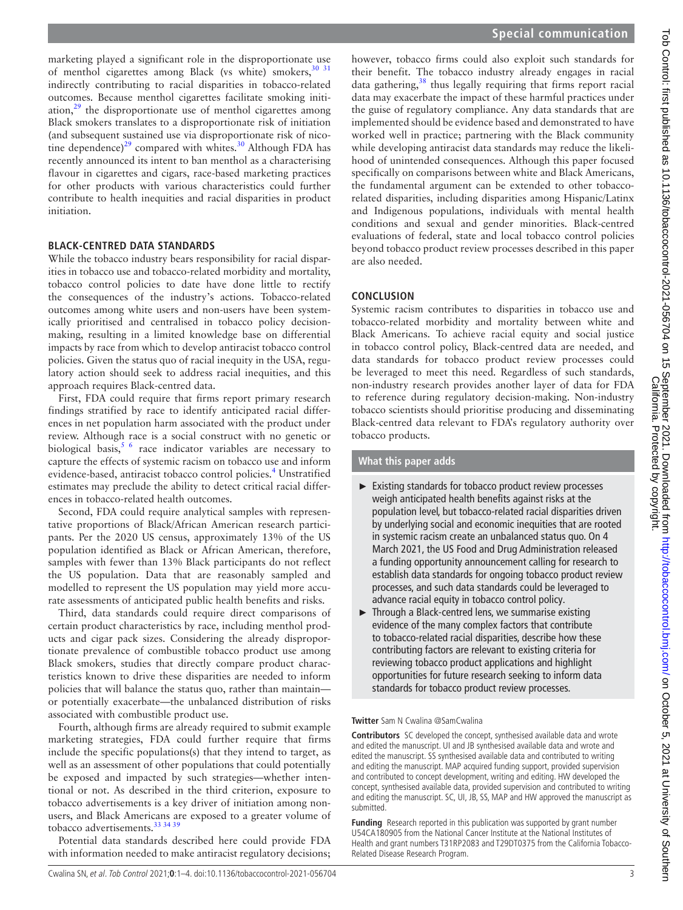marketing played a significant role in the disproportionate use of menthol cigarettes among Black (vs white) smokers,[30 31] indirectly contributing to racial disparities in tobacco-related outcomes. Because menthol cigarettes facilitate smoking initiation,[29] the disproportionate use of menthol cigarettes among Black smokers translates to a disproportionate risk of initiation (and subsequent sustained use via disproportionate risk of nicotine dependence)[29] compared with whites.[30] Although FDA has recently announced its intent to ban menthol as a characterising flavour in cigarettes and cigars, race-based marketing practices for other products with various characteristics could further contribute to health inequities and racial disparities in product initiation.

## BLACK-CENTRED DATA STANDARDS

While the tobacco industry bears responsibility for racial disparities in tobacco use and tobacco-related morbidity and mortality, tobacco control policies to date have done little to rectify the consequences of the industry's actions. Tobacco-related outcomes among white users and non-users have been systemically prioritised and centralised in tobacco policy decision-making, resulting in a limited knowledge base on differential impacts by race from which to develop antiracist tobacco control policies. Given the status quo of racial inequity in the USA, regulatory action should seek to address racial inequities, and this approach requires Black-centred data.

First, FDA could require that firms report primary research findings stratified by race to identify anticipated racial differences in net population harm associated with the product under review. Although race is a social construct with no genetic or biological basis,[5 6] race indicator variables are necessary to capture the effects of systemic racism on tobacco use and inform evidence-based, antiracist tobacco control policies.[4] Unstratified estimates may preclude the ability to detect critical racial differences in tobacco-related health outcomes.

Second, FDA could require analytical samples with representative proportions of Black/African American research participants. Per the 2020 US census, approximately 13% of the US population identified as Black or African American, therefore, samples with fewer than 13% Black participants do not reflect the US population. Data that are reasonably sampled and modelled to represent the US population may yield more accurate assessments of anticipated public health benefits and risks.

Third, data standards could require direct comparisons of certain product characteristics by race, including menthol products and cigar pack sizes. Considering the already disproportionate prevalence of combustible tobacco product use among Black smokers, studies that directly compare product characteristics known to drive these disparities are needed to inform policies that will balance the status quo, rather than maintain—or potentially exacerbate—the unbalanced distribution of risks associated with combustible product use.

Fourth, although firms are already required to submit example marketing strategies, FDA could further require that firms include the specific populations(s) that they intend to target, as well as an assessment of other populations that could potentially be exposed and impacted by such strategies—whether intentional or not. As described in the third criterion, exposure to tobacco advertisements is a key driver of initiation among non-users, and Black Americans are exposed to a greater volume of tobacco advertisements.[33 34 39]

Potential data standards described here could provide FDA with information needed to make antiracist regulatory decisions; however, tobacco firms could also exploit such standards for their benefit. The tobacco industry already engages in racial data gathering,[38] thus legally requiring that firms report racial data may exacerbate the impact of these harmful practices under the guise of regulatory compliance. Any data standards that are implemented should be evidence based and demonstrated to have worked well in practice; partnering with the Black community while developing antiracist data standards may reduce the likelihood of unintended consequences. Although this paper focused specifically on comparisons between white and Black Americans, the fundamental argument can be extended to other tobacco-related disparities, including disparities among Hispanic/Latinx and Indigenous populations, individuals with mental health conditions and sexual and gender minorities. Black-centred evaluations of federal, state and local tobacco control policies beyond tobacco product review processes described in this paper are also needed.

## CONCLUSION

Systemic racism contributes to disparities in tobacco use and tobacco-related morbidity and mortality between white and Black Americans. To achieve racial equity and social justice in tobacco control policy, Black-centred data are needed, and data standards for tobacco product review processes could be leveraged to meet this need. Regardless of such standards, non-industry research provides another layer of data for FDA to reference during regulatory decision-making. Non-industry tobacco scientists should prioritise producing and disseminating Black-centred data relevant to FDA's regulatory authority over tobacco products.

### What this paper adds

- Existing standards for tobacco product review processes weigh anticipated health benefits against risks at the population level, but tobacco-related racial disparities driven by underlying social and economic inequities that are rooted in systemic racism create an unbalanced status quo. On 4 March 2021, the US Food and Drug Administration released a funding opportunity announcement calling for research to establish data standards for ongoing tobacco product review processes, and such data standards could be leveraged to advance racial equity in tobacco control policy.
- Through a Black-centred lens, we summarise existing evidence of the many complex factors that contribute to tobacco-related racial disparities, describe how these contributing factors are relevant to existing criteria for reviewing tobacco product applications and highlight opportunities for future research seeking to inform data standards for tobacco product review processes.

**Twitter** Sam N Cwalina @SamCwalina

**Contributors** SC developed the concept, synthesised available data and wrote and edited the manuscript. UI and JB synthesised available data and wrote and edited the manuscript. SS synthesised available data and contributed to writing and editing the manuscript. MAP acquired funding support, provided supervision and contributed to concept development, writing and editing. HW developed the concept, synthesised available data, provided supervision and contributed to writing and editing the manuscript. SC, UI, JB, SS, MAP and HW approved the manuscript as submitted.

**Funding** Research reported in this publication was supported by grant number U54CA180905 from the National Cancer Institute at the National Institutes of Health and grant numbers T31RP2083 and T29DT0375 from the California Tobacco-Related Disease Research Program.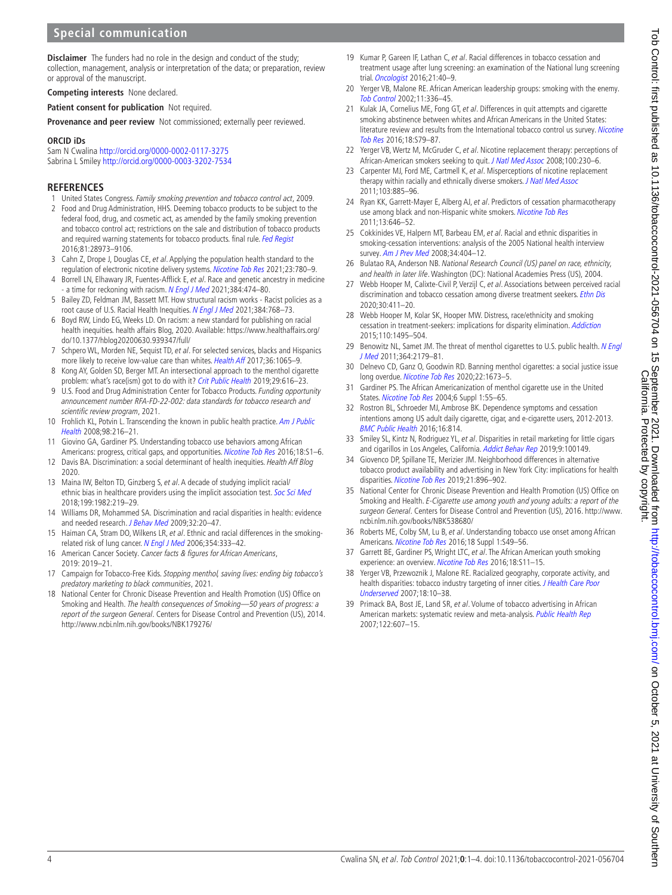**Disclaimer** The funders had no role in the design and conduct of the study; collection, management, analysis or interpretation of the data; or preparation, review or approval of the manuscript.

**Competing interests** None declared.

**Patient consent for publication** Not required.

**Provenance and peer review** Not commissioned; externally peer reviewed.

**ORCID iDs**

Sam N Cwalina http://orcid.org/0000-0002-0117-3275
Sabrina L Smiley http://orcid.org/0000-0003-3202-7534

## REFERENCES

1. United States Congress. *Family smoking prevention and tobacco control act*, 2009.
2. Food and Drug Administration, HHS. Deeming tobacco products to be subject to the federal food, drug, and cosmetic act, as amended by the family smoking prevention and tobacco control act; restrictions on the sale and distribution of tobacco products and required warning statements for tobacco products. final rule. *Fed Regist* 2016;81:28973–9106.
3. Cahn Z, Drope J, Douglas CE, *et al*. Applying the population health standard to the regulation of electronic nicotine delivery systems. *Nicotine Tob Res* 2021;23:780–9.
4. Borrell LN, Elhawary JR, Fuentes-Afflick E, *et al*. Race and genetic ancestry in medicine - a time for reckoning with racism. *N Engl J Med* 2021;384:474–80.
5. Bailey ZD, Feldman JM, Bassett MT. How structural racism works - Racist policies as a root cause of U.S. Racial Health Inequities. *N Engl J Med* 2021;384:768–73.
6. Boyd RW, Lindo EG, Weeks LD. On racism: a new standard for publishing on racial health inequities. health affairs Blog, 2020. Available: https://www.healthaffairs.org/do/10.1377/hblog20200630.939347/full/
7. Schpero WL, Morden NE, Sequist TD, *et al*. For selected services, blacks and Hispanics more likely to receive low-value care than whites. *Health Aff* 2017;36:1065–9.
8. Kong AY, Golden SD, Berger MT. An intersectional approach to the menthol cigarette problem: what's race(ism) got to do with it? *Crit Public Health* 2019;29:616–23.
9. U.S. Food and Drug Administration Center for Tobacco Products. *Funding opportunity announcement number RFA-FD-22-002: data standards for tobacco research and scientific review program*, 2021.
10. Frohlich KL, Potvin L. Transcending the known in public health practice. *Am J Public Health* 2008;98:216–21.
11. Giovino GA, Gardiner PS. Understanding tobacco use behaviors among African Americans: progress, critical gaps, and opportunities. *Nicotine Tob Res* 2016;18:S1–6.
12. Davis BA. Discrimination: a social determinant of health inequities. *Health Aff Blog* 2020.
13. Maina IW, Belton TD, Ginzberg S, *et al*. A decade of studying implicit racial/ethnic bias in healthcare providers using the implicit association test. *Soc Sci Med* 2018;199:1982:219–29.
14. Williams DR, Mohammed SA. Discrimination and racial disparities in health: evidence and needed research. *J Behav Med* 2009;32:20–47.
15. Haiman CA, Stram DO, Wilkens LR, *et al*. Ethnic and racial differences in the smoking-related risk of lung cancer. *N Engl J Med* 2006;354:333–42.
16. American Cancer Society. *Cancer facts & figures for African Americans*, 2019: 2019–21.
17. Campaign for Tobacco-Free Kids. *Stopping menthol, saving lives: ending big tobacco's predatory marketing to black communities*, 2021.
18. National Center for Chronic Disease Prevention and Health Promotion (US) Office on Smoking and Health. *The health consequences of Smoking—50 years of progress: a report of the surgeon General*. Centers for Disease Control and Prevention (US), 2014. http://www.ncbi.nlm.nih.gov/books/NBK179276/
19. Kumar P, Gareen IF, Lathan C, *et al*. Racial differences in tobacco cessation and treatment usage after lung screening: an examination of the National lung screening trial. *Oncologist* 2016;21:40–9.
20. Yerger VB, Malone RE. African American leadership groups: smoking with the enemy. *Tob Control* 2002;11:336–45.
21. Kulak JA, Cornelius ME, Fong GT, *et al*. Differences in quit attempts and cigarette smoking abstinence between whites and African Americans in the United States: literature review and results from the International tobacco control us survey. *Nicotine Tob Res* 2016;18:S79–87.
22. Yerger VB, Wertz M, McGruder C, *et al*. Nicotine replacement therapy: perceptions of African-American smokers seeking to quit. *J Natl Med Assoc* 2008;100:230–6.
23. Carpenter MJ, Ford ME, Cartmell K, *et al*. Misperceptions of nicotine replacement therapy within racially and ethnically diverse smokers. *J Natl Med Assoc* 2011;103:885–96.
24. Ryan KK, Garrett-Mayer E, Alberg AJ, *et al*. Predictors of cessation pharmacotherapy use among black and non-Hispanic white smokers. *Nicotine Tob Res* 2011;13:646–52.
25. Cokkinides VE, Halpern MT, Barbeau EM, *et al*. Racial and ethnic disparities in smoking-cessation interventions: analysis of the 2005 National health interview survey. *Am J Prev Med* 2008;34:404–12.
26. Bulatao RA, Anderson NB. *National Research Council (US) panel on race, ethnicity, and health in later life*. Washington (DC): National Academies Press (US), 2004.
27. Webb Hooper M, Calixte-Civil P, Verzijl C, *et al*. Associations between perceived racial discrimination and tobacco cessation among diverse treatment seekers. *Ethn Dis* 2020;30:411–20.
28. Webb Hooper M, Kolar SK, Hooper MW. Distress, race/ethnicity and smoking cessation in treatment-seekers: implications for disparity elimination. *Addiction* 2015;110:1495–504.
29. Benowitz NL, Samet JM. The threat of menthol cigarettes to U.S. public health. *N Engl J Med* 2011;364:2179–81.
30. Delnevo CD, Ganz O, Goodwin RD. Banning menthol cigarettes: a social justice issue long overdue. *Nicotine Tob Res* 2020;22:1673–5.
31. Gardiner PS. The African Americanization of menthol cigarette use in the United States. *Nicotine Tob Res* 2004;6 Suppl 1:55–65.
32. Rostron BL, Schroeder MJ, Ambrose BK. Dependence symptoms and cessation intentions among US adult daily cigarette, cigar, and e-cigarette users, 2012-2013. *BMC Public Health* 2016;16:814.
33. Smiley SL, Kintz N, Rodriguez YL, *et al*. Disparities in retail marketing for little cigars and cigarillos in Los Angeles, California. *Addict Behav Rep* 2019;9:100149.
34. Giovenco DP, Spillane TE, Merizier JM. Neighborhood differences in alternative tobacco product availability and advertising in New York City: implications for health disparities. *Nicotine Tob Res* 2019;21:896–902.
35. National Center for Chronic Disease Prevention and Health Promotion (US) Office on Smoking and Health. *E-Cigarette use among youth and young adults: a report of the surgeon General*. Centers for Disease Control and Prevention (US), 2016. http://www.ncbi.nlm.nih.gov/books/NBK538680/
36. Roberts ME, Colby SM, Lu B, *et al*. Understanding tobacco use onset among African Americans. *Nicotine Tob Res* 2016;18 Suppl 1:S49–56.
37. Garrett BE, Gardiner PS, Wright LTC, *et al*. The African American youth smoking experience: an overview. *Nicotine Tob Res* 2016;18:S11–15.
38. Yerger VB, Przewoznik J, Malone RE. Racialized geography, corporate activity, and health disparities: tobacco industry targeting of inner cities. *J Health Care Poor Underserved* 2007;18:10–38.
39. Primack BA, Bost JE, Land SR, *et al*. Volume of tobacco advertising in African American markets: systematic review and meta-analysis. *Public Health Rep* 2007;122:607–15.